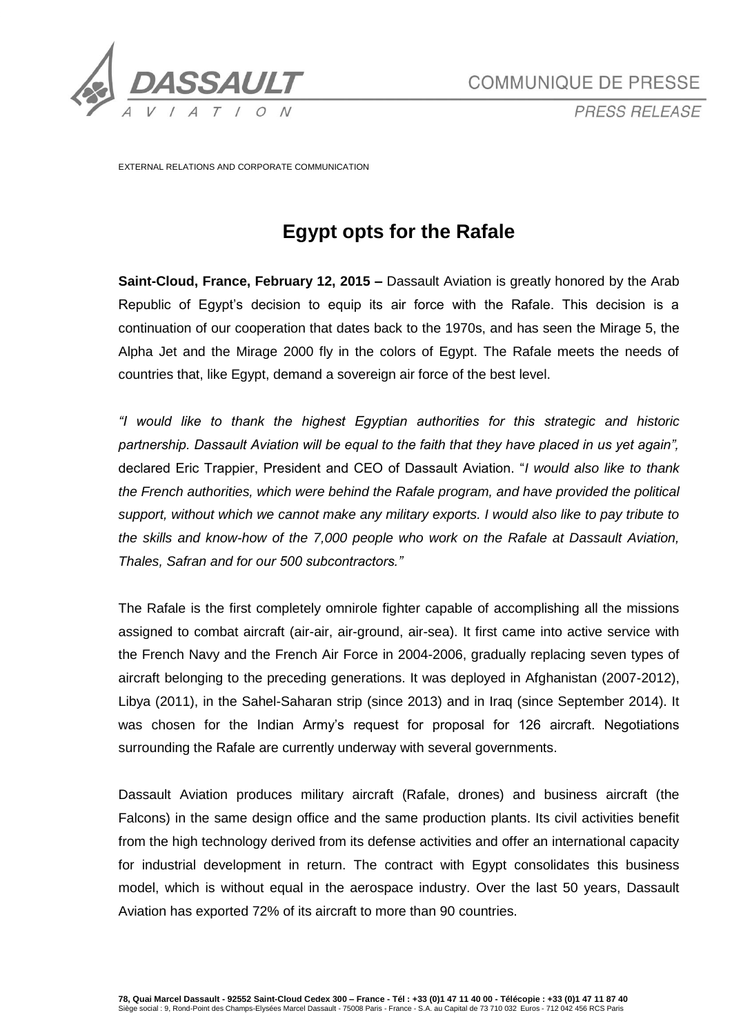COMMUNIQUE DE PRESSE

*PRESS RELEASE*

EXTERNAL RELATIONS AND CORPORATE COMMUNICATION

# Egypt opts for the Rafale

**Saint-Cloud, France, February 12, 2015 –** Dassault Aviation is greatly honored by the Arab Republic of Egypt's decision to equip its air force with the Rafale. This decision is a continuation of our cooperation that dates back to the 1970s, and has seen the Mirage 5, the Alpha Jet and the Mirage 2000 fly in the colors of Egypt. The Rafale meets the needs of countries that, like Egypt, demand a sovereign air force of the best level.

*"I would like to thank the highest Egyptian authorities for this strategic and historic partnership. Dassault Aviation will be equal to the faith that they have placed in us yet again",* declared Eric Trappier, President and CEO of Dassault Aviation. "*I would also like to thank the French authorities, which were behind the Rafale program, and have provided the political support, without which we cannot make any military exports. I would also like to pay tribute to the skills and know-how of the 7,000 people who work on the Rafale at Dassault Aviation, Thales, Safran and for our 500 subcontractors."*

The Rafale is the first completely omnirole fighter capable of accomplishing all the missions assigned to combat aircraft (air-air, air-ground, air-sea). It first came into active service with the French Navy and the French Air Force in 2004-2006, gradually replacing seven types of aircraft belonging to the preceding generations. It was deployed in Afghanistan (2007-2012), Libya (2011), in the Sahel-Saharan strip (since 2013) and in Iraq (since September 2014). It was chosen for the Indian Army's request for proposal for 126 aircraft. Negotiations surrounding the Rafale are currently underway with several governments.

Dassault Aviation produces military aircraft (Rafale, drones) and business aircraft (the Falcons) in the same design office and the same production plants. Its civil activities benefit from the high technology derived from its defense activities and offer an international capacity for industrial development in return. The contract with Egypt consolidates this business model, which is without equal in the aerospace industry. Over the last 50 years, Dassault Aviation has exported 72% of its aircraft to more than 90 countries.

**78, Quai Marcel Dassault - 92552 Saint-Cloud Cedex 300 – France - Tél : +33 (0)1 47 11 40 00 - Télécopie : +33 (0)1 47 11 87 40**
Siège social : 9, Rond-Point des Champs-Elysées Marcel Dassault - 75008 Paris - France - S.A. au Capital de 73 710 032 Euros - 712 042 456 RCS Paris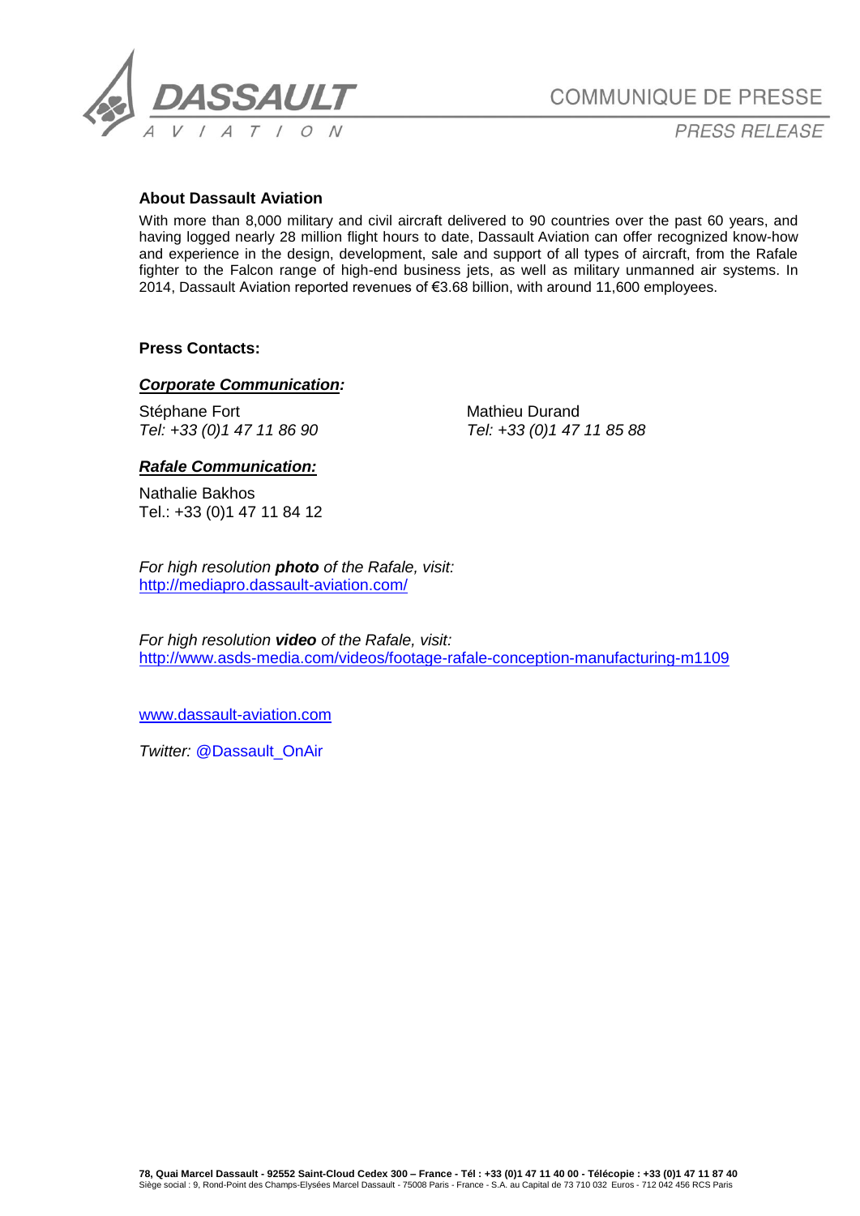### About Dassault Aviation

With more than 8,000 military and civil aircraft delivered to 90 countries over the past 60 years, and having logged nearly 28 million flight hours to date, Dassault Aviation can offer recognized know-how and experience in the design, development, sale and support of all types of aircraft, from the Rafale fighter to the Falcon range of high-end business jets, as well as military unmanned air systems. In 2014, Dassault Aviation reported revenues of €3.68 billion, with around 11,600 employees.

**Press Contacts:**

***Corporate Communication:***

Stéphane Fort
*Tel: +33 (0)1 47 11 86 90*

Mathieu Durand
*Tel: +33 (0)1 47 11 85 88*

***Rafale Communication:***

Nathalie Bakhos
Tel.: +33 (0)1 47 11 84 12

*For high resolution **photo** of the Rafale, visit:*
http://mediapro.dassault-aviation.com/

*For high resolution **video** of the Rafale, visit:*
http://www.asds-media.com/videos/footage-rafale-conception-manufacturing-m1109

www.dassault-aviation.com

*Twitter:* @Dassault_OnAir